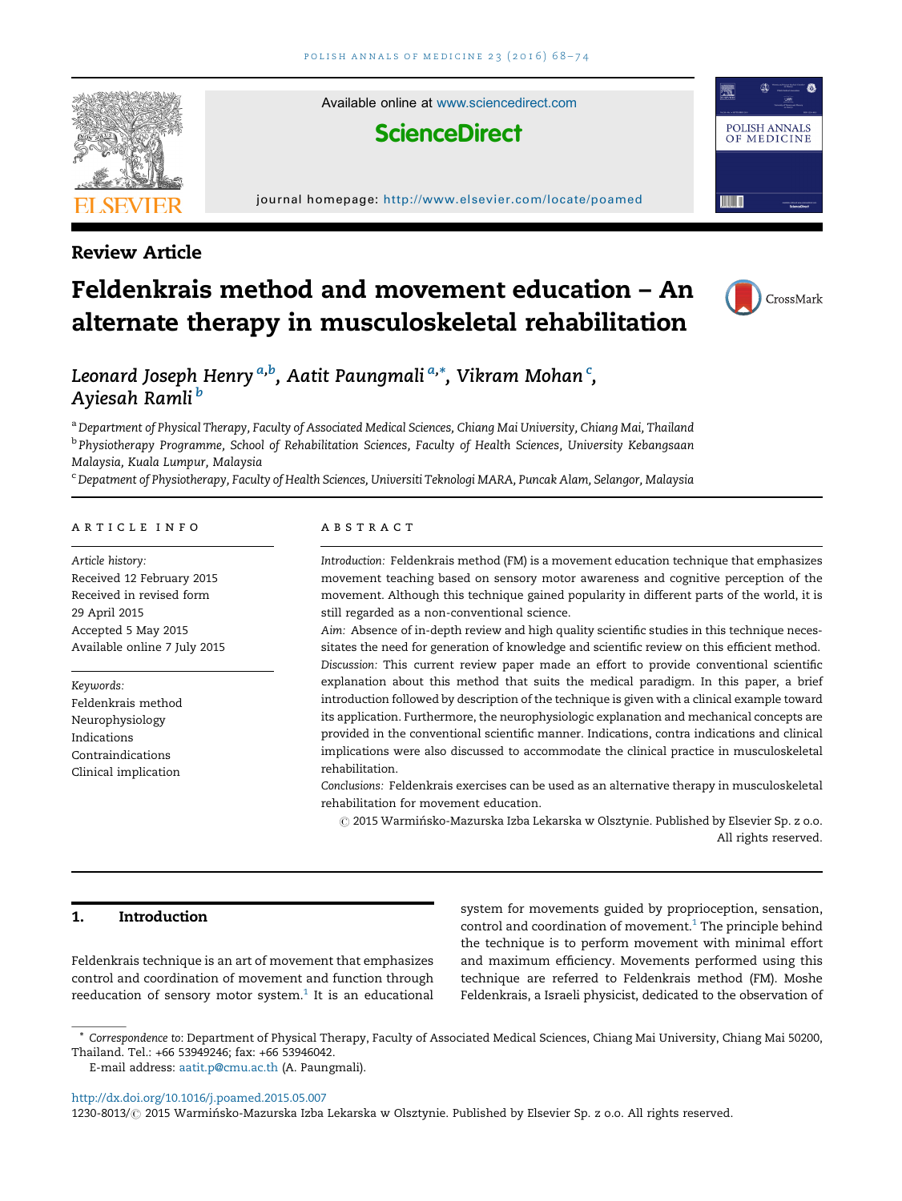Available online at www.sciencedirect.com

ScienceDirect

journal homepage: http://www.elsevier.com/locate/poamed

Review Article

# Feldenkrais method and movement education – An alternate therapy in musculoskeletal rehabilitation

*Leonard Joseph Henry*[a,b], *Aatit Paungmali*[a,*], *Vikram Mohan*[c], *Ayiesah Ramli*[b]

[a] *Department of Physical Therapy, Faculty of Associated Medical Sciences, Chiang Mai University, Chiang Mai, Thailand*
[b] *Physiotherapy Programme, School of Rehabilitation Sciences, Faculty of Health Sciences, University Kebangsaan Malaysia, Kuala Lumpur, Malaysia*
[c] *Depatment of Physiotherapy, Faculty of Health Sciences, Universiti Teknologi MARA, Puncak Alam, Selangor, Malaysia*

## ARTICLE INFO

*Article history:*
Received 12 February 2015
Received in revised form
29 April 2015
Accepted 5 May 2015
Available online 7 July 2015

*Keywords:*
Feldenkrais method
Neurophysiology
Indications
Contraindications
Clinical implication

## ABSTRACT

*Introduction:* Feldenkrais method (FM) is a movement education technique that emphasizes movement teaching based on sensory motor awareness and cognitive perception of the movement. Although this technique gained popularity in different parts of the world, it is still regarded as a non-conventional science.

*Aim:* Absence of in-depth review and high quality scientific studies in this technique necessitates the need for generation of knowledge and scientific review on this efficient method.

*Discussion:* This current review paper made an effort to provide conventional scientific explanation about this method that suits the medical paradigm. In this paper, a brief introduction followed by description of the technique is given with a clinical example toward its application. Furthermore, the neurophysiologic explanation and mechanical concepts are provided in the conventional scientific manner. Indications, contra indications and clinical implications were also discussed to accommodate the clinical practice in musculoskeletal rehabilitation.

*Conclusions:* Feldenkrais exercises can be used as an alternative therapy in musculoskeletal rehabilitation for movement education.

© 2015 Warmińsko-Mazurska Izba Lekarska w Olsztynie. Published by Elsevier Sp. z o.o. All rights reserved.

## 1. Introduction

Feldenkrais technique is an art of movement that emphasizes control and coordination of movement and function through reeducation of sensory motor system.[1] It is an educational system for movements guided by proprioception, sensation, control and coordination of movement.[1] The principle behind the technique is to perform movement with minimal effort and maximum efficiency. Movements performed using this technique are referred to Feldenkrais method (FM). Moshe Feldenkrais, a Israeli physicist, dedicated to the observation of

\* *Correspondence to:* Department of Physical Therapy, Faculty of Associated Medical Sciences, Chiang Mai University, Chiang Mai 50200, Thailand. Tel.: +66 53949246; fax: +66 53946042.
E-mail address: aatit.p@cmu.ac.th (A. Paungmali).

http://dx.doi.org/10.1016/j.poamed.2015.05.007
1230-8013/© 2015 Warmińsko-Mazurska Izba Lekarska w Olsztynie. Published by Elsevier Sp. z o.o. All rights reserved.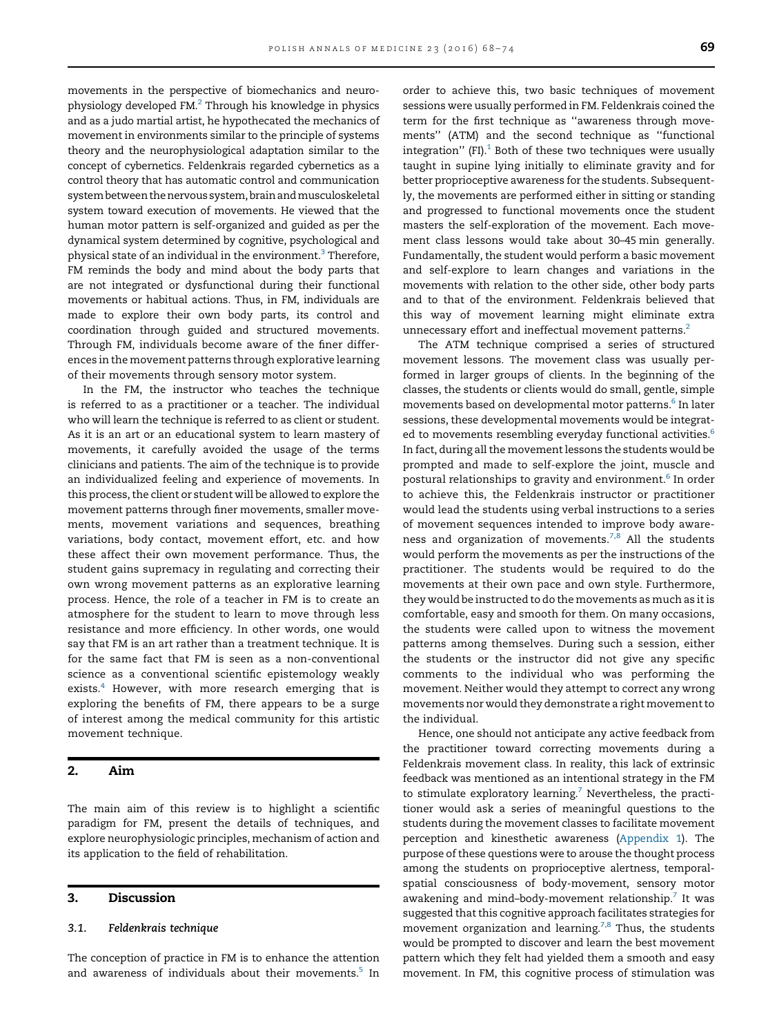movements in the perspective of biomechanics and neurophysiology developed FM.[2] Through his knowledge in physics and as a judo martial artist, he hypothecated the mechanics of movement in environments similar to the principle of systems theory and the neurophysiological adaptation similar to the concept of cybernetics. Feldenkrais regarded cybernetics as a control theory that has automatic control and communication system between the nervous system, brain and musculoskeletal system toward execution of movements. He viewed that the human motor pattern is self-organized and guided as per the dynamical system determined by cognitive, psychological and physical state of an individual in the environment.[3] Therefore, FM reminds the body and mind about the body parts that are not integrated or dysfunctional during their functional movements or habitual actions. Thus, in FM, individuals are made to explore their own body parts, its control and coordination through guided and structured movements. Through FM, individuals become aware of the finer differences in the movement patterns through explorative learning of their movements through sensory motor system.

In the FM, the instructor who teaches the technique is referred to as a practitioner or a teacher. The individual who will learn the technique is referred to as client or student. As it is an art or an educational system to learn mastery of movements, it carefully avoided the usage of the terms clinicians and patients. The aim of the technique is to provide an individualized feeling and experience of movements. In this process, the client or student will be allowed to explore the movement patterns through finer movements, smaller movements, movement variations and sequences, breathing variations, body contact, movement effort, etc. and how these affect their own movement performance. Thus, the student gains supremacy in regulating and correcting their own wrong movement patterns as an explorative learning process. Hence, the role of a teacher in FM is to create an atmosphere for the student to learn to move through less resistance and more efficiency. In other words, one would say that FM is an art rather than a treatment technique. It is for the same fact that FM is seen as a non-conventional science as a conventional scientific epistemology weakly exists.[4] However, with more research emerging that is exploring the benefits of FM, there appears to be a surge of interest among the medical community for this artistic movement technique.

## 2. Aim

The main aim of this review is to highlight a scientific paradigm for FM, present the details of techniques, and explore neurophysiologic principles, mechanism of action and its application to the field of rehabilitation.

## 3. Discussion

### 3.1. Feldenkrais technique

The conception of practice in FM is to enhance the attention and awareness of individuals about their movements.[5] In order to achieve this, two basic techniques of movement sessions were usually performed in FM. Feldenkrais coined the term for the first technique as ''awareness through movements'' (ATM) and the second technique as ''functional integration'' (FI).[1] Both of these two techniques were usually taught in supine lying initially to eliminate gravity and for better proprioceptive awareness for the students. Subsequently, the movements are performed either in sitting or standing and progressed to functional movements once the student masters the self-exploration of the movement. Each movement class lessons would take about 30–45 min generally. Fundamentally, the student would perform a basic movement and self-explore to learn changes and variations in the movements with relation to the other side, other body parts and to that of the environment. Feldenkrais believed that this way of movement learning might eliminate extra unnecessary effort and ineffectual movement patterns.[2]

The ATM technique comprised a series of structured movement lessons. The movement class was usually performed in larger groups of clients. In the beginning of the classes, the students or clients would do small, gentle, simple movements based on developmental motor patterns.[6] In later sessions, these developmental movements would be integrated to movements resembling everyday functional activities.[6] In fact, during all the movement lessons the students would be prompted and made to self-explore the joint, muscle and postural relationships to gravity and environment.[6] In order to achieve this, the Feldenkrais instructor or practitioner would lead the students using verbal instructions to a series of movement sequences intended to improve body awareness and organization of movements.[7,8] All the students would perform the movements as per the instructions of the practitioner. The students would be required to do the movements at their own pace and own style. Furthermore, they would be instructed to do the movements as much as it is comfortable, easy and smooth for them. On many occasions, the students were called upon to witness the movement patterns among themselves. During such a session, either the students or the instructor did not give any specific comments to the individual who was performing the movement. Neither would they attempt to correct any wrong movements nor would they demonstrate a right movement to the individual.

Hence, one should not anticipate any active feedback from the practitioner toward correcting movements during a Feldenkrais movement class. In reality, this lack of extrinsic feedback was mentioned as an intentional strategy in the FM to stimulate exploratory learning.[7] Nevertheless, the practitioner would ask a series of meaningful questions to the students during the movement classes to facilitate movement perception and kinesthetic awareness (Appendix 1). The purpose of these questions were to arouse the thought process among the students on proprioceptive alertness, temporal-spatial consciousness of body-movement, sensory motor awakening and mind–body-movement relationship.[7] It was suggested that this cognitive approach facilitates strategies for movement organization and learning.[7,8] Thus, the students would be prompted to discover and learn the best movement pattern which they felt had yielded them a smooth and easy movement. In FM, this cognitive process of stimulation was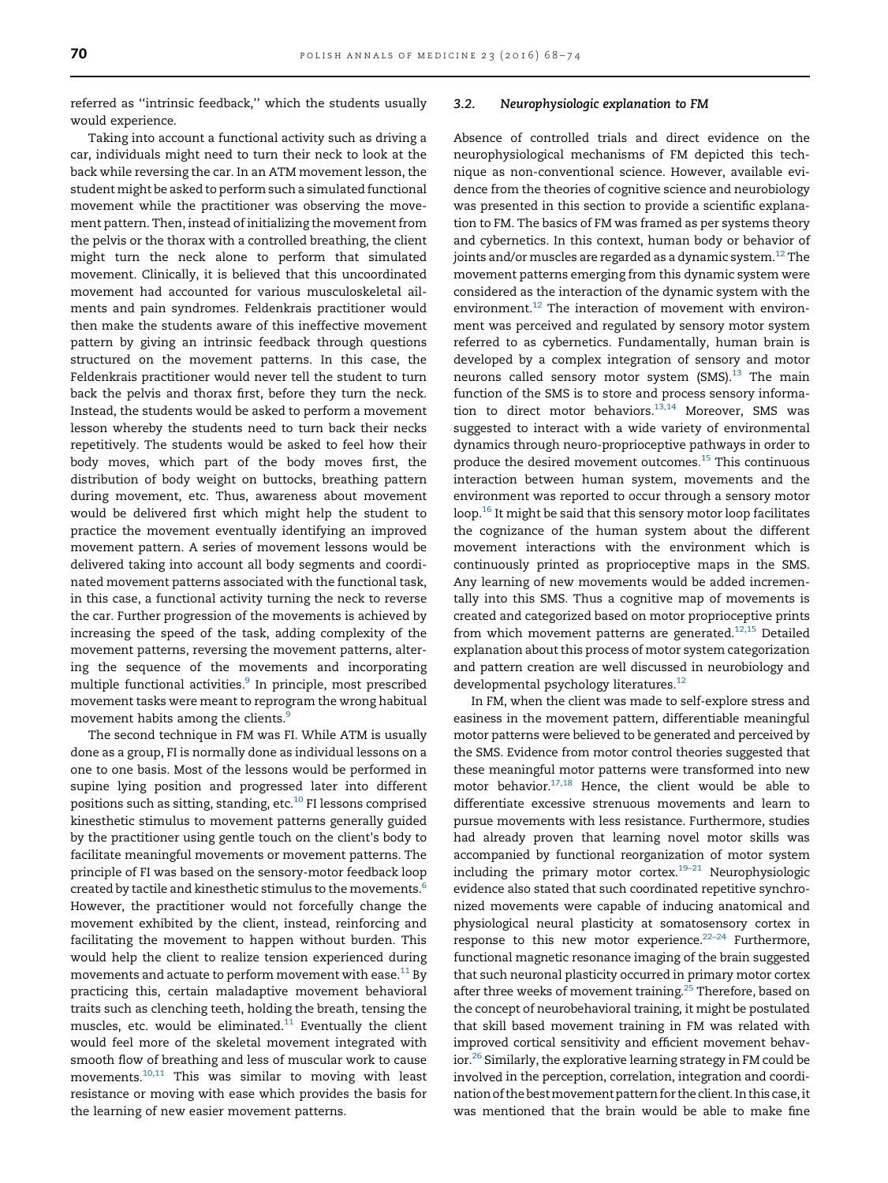referred as "intrinsic feedback," which the students usually would experience.

Taking into account a functional activity such as driving a car, individuals might need to turn their neck to look at the back while reversing the car. In an ATM movement lesson, the student might be asked to perform such a simulated functional movement while the practitioner was observing the movement pattern. Then, instead of initializing the movement from the pelvis or the thorax with a controlled breathing, the client might turn the neck alone to perform that simulated movement. Clinically, it is believed that this uncoordinated movement had accounted for various musculoskeletal ailments and pain syndromes. Feldenkrais practitioner would then make the students aware of this ineffective movement pattern by giving an intrinsic feedback through questions structured on the movement patterns. In this case, the Feldenkrais practitioner would never tell the student to turn back the pelvis and thorax first, before they turn the neck. Instead, the students would be asked to perform a movement lesson whereby the students need to turn back their necks repetitively. The students would be asked to feel how their body moves, which part of the body moves first, the distribution of body weight on buttocks, breathing pattern during movement, etc. Thus, awareness about movement would be delivered first which might help the student to practice the movement eventually identifying an improved movement pattern. A series of movement lessons would be delivered taking into account all body segments and coordinated movement patterns associated with the functional task, in this case, a functional activity turning the neck to reverse the car. Further progression of the movements is achieved by increasing the speed of the task, adding complexity of the movement patterns, reversing the movement patterns, altering the sequence of the movements and incorporating multiple functional activities.[9] In principle, most prescribed movement tasks were meant to reprogram the wrong habitual movement habits among the clients.[9]

The second technique in FM was FI. While ATM is usually done as a group, FI is normally done as individual lessons on a one to one basis. Most of the lessons would be performed in supine lying position and progressed later into different positions such as sitting, standing, etc.[10] FI lessons comprised kinesthetic stimulus to movement patterns generally guided by the practitioner using gentle touch on the client's body to facilitate meaningful movements or movement patterns. The principle of FI was based on the sensory-motor feedback loop created by tactile and kinesthetic stimulus to the movements.[6] However, the practitioner would not forcefully change the movement exhibited by the client, instead, reinforcing and facilitating the movement to happen without burden. This would help the client to realize tension experienced during movements and actuate to perform movement with ease.[11] By practicing this, certain maladaptive movement behavioral traits such as clenching teeth, holding the breath, tensing the muscles, etc. would be eliminated.[11] Eventually the client would feel more of the skeletal movement integrated with smooth flow of breathing and less of muscular work to cause movements.[10,11] This was similar to moving with least resistance or moving with ease which provides the basis for the learning of new easier movement patterns.

### 3.2. *Neurophysiologic explanation to FM*

Absence of controlled trials and direct evidence on the neurophysiological mechanisms of FM depicted this technique as non-conventional science. However, available evidence from the theories of cognitive science and neurobiology was presented in this section to provide a scientific explanation to FM. The basics of FM was framed as per systems theory and cybernetics. In this context, human body or behavior of joints and/or muscles are regarded as a dynamic system.[12] The movement patterns emerging from this dynamic system were considered as the interaction of the dynamic system with the environment.[12] The interaction of movement with environment was perceived and regulated by sensory motor system referred to as cybernetics. Fundamentally, human brain is developed by a complex integration of sensory and motor neurons called sensory motor system (SMS).[13] The main function of the SMS is to store and process sensory information to direct motor behaviors.[13,14] Moreover, SMS was suggested to interact with a wide variety of environmental dynamics through neuro-proprioceptive pathways in order to produce the desired movement outcomes.[15] This continuous interaction between human system, movements and the environment was reported to occur through a sensory motor loop.[16] It might be said that this sensory motor loop facilitates the cognizance of the human system about the different movement interactions with the environment which is continuously printed as proprioceptive maps in the SMS. Any learning of new movements would be added incrementally into this SMS. Thus a cognitive map of movements is created and categorized based on motor proprioceptive prints from which movement patterns are generated.[12,15] Detailed explanation about this process of motor system categorization and pattern creation are well discussed in neurobiology and developmental psychology literatures.[12]

In FM, when the client was made to self-explore stress and easiness in the movement pattern, differentiable meaningful motor patterns were believed to be generated and perceived by the SMS. Evidence from motor control theories suggested that these meaningful motor patterns were transformed into new motor behavior.[17,18] Hence, the client would be able to differentiate excessive strenuous movements and learn to pursue movements with less resistance. Furthermore, studies had already proven that learning novel motor skills was accompanied by functional reorganization of motor system including the primary motor cortex.[19–21] Neurophysiologic evidence also stated that such coordinated repetitive synchronized movements were capable of inducing anatomical and physiological neural plasticity at somatosensory cortex in response to this new motor experience.[22–24] Furthermore, functional magnetic resonance imaging of the brain suggested that such neuronal plasticity occurred in primary motor cortex after three weeks of movement training.[25] Therefore, based on the concept of neurobehavioral training, it might be postulated that skill based movement training in FM was related with improved cortical sensitivity and efficient movement behavior.[26] Similarly, the explorative learning strategy in FM could be involved in the perception, correlation, integration and coordination of the best movement pattern for the client. In this case, it was mentioned that the brain would be able to make fine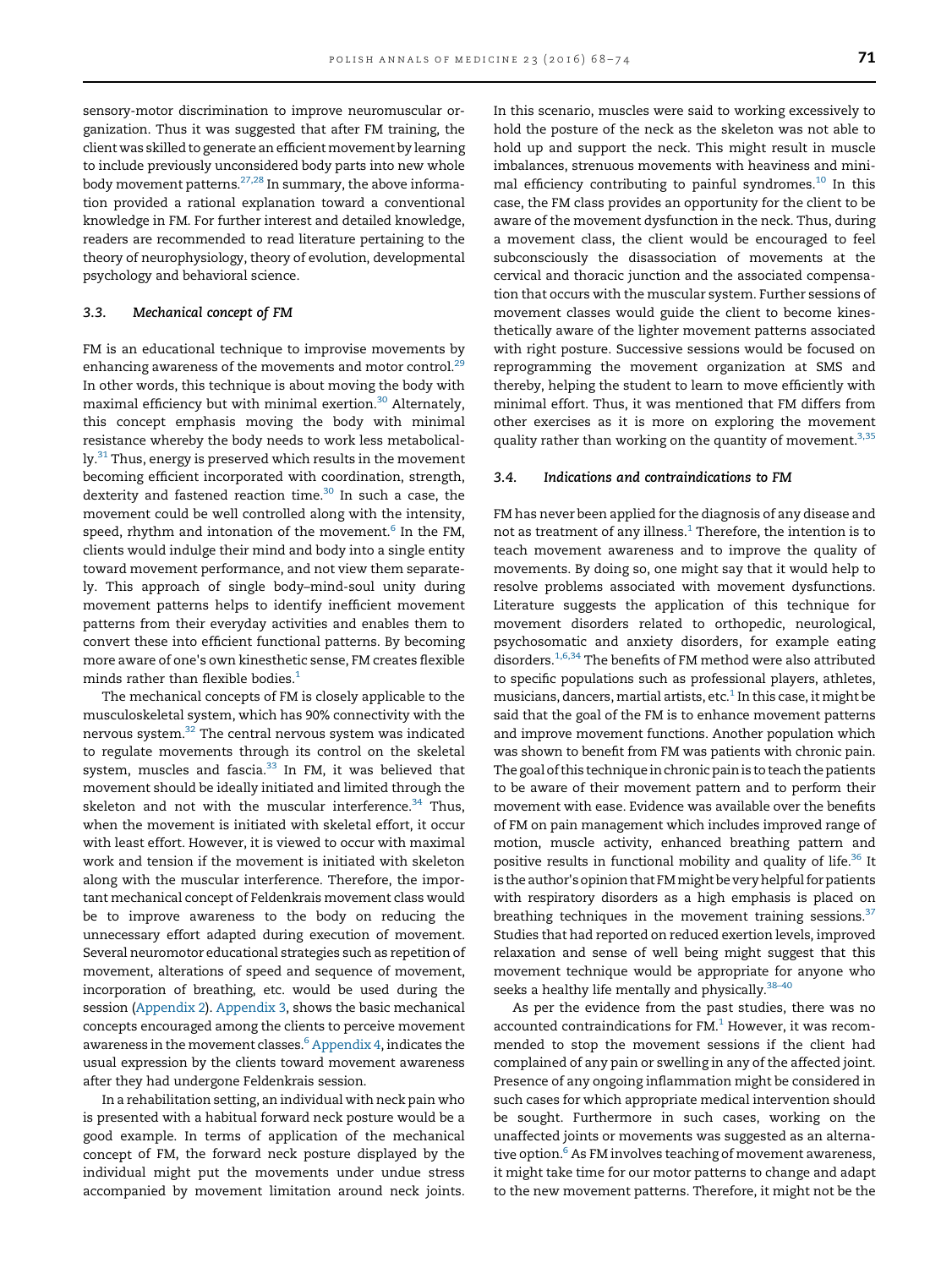sensory-motor discrimination to improve neuromuscular organization. Thus it was suggested that after FM training, the client was skilled to generate an efficient movement by learning to include previously unconsidered body parts into new whole body movement patterns.[27,28] In summary, the above information provided a rational explanation toward a conventional knowledge in FM. For further interest and detailed knowledge, readers are recommended to read literature pertaining to the theory of neurophysiology, theory of evolution, developmental psychology and behavioral science.

### 3.3. Mechanical concept of FM

FM is an educational technique to improvise movements by enhancing awareness of the movements and motor control.[29] In other words, this technique is about moving the body with maximal efficiency but with minimal exertion.[30] Alternately, this concept emphasis moving the body with minimal resistance whereby the body needs to work less metabolically.[31] Thus, energy is preserved which results in the movement becoming efficient incorporated with coordination, strength, dexterity and fastened reaction time.[30] In such a case, the movement could be well controlled along with the intensity, speed, rhythm and intonation of the movement.[6] In the FM, clients would indulge their mind and body into a single entity toward movement performance, and not view them separately. This approach of single body–mind-soul unity during movement patterns helps to identify inefficient movement patterns from their everyday activities and enables them to convert these into efficient functional patterns. By becoming more aware of one's own kinesthetic sense, FM creates flexible minds rather than flexible bodies.[1]

The mechanical concepts of FM is closely applicable to the musculoskeletal system, which has 90% connectivity with the nervous system.[32] The central nervous system was indicated to regulate movements through its control on the skeletal system, muscles and fascia.[33] In FM, it was believed that movement should be ideally initiated and limited through the skeleton and not with the muscular interference.[34] Thus, when the movement is initiated with skeletal effort, it occur with least effort. However, it is viewed to occur with maximal work and tension if the movement is initiated with skeleton along with the muscular interference. Therefore, the important mechanical concept of Feldenkrais movement class would be to improve awareness to the body on reducing the unnecessary effort adapted during execution of movement. Several neuromotor educational strategies such as repetition of movement, alterations of speed and sequence of movement, incorporation of breathing, etc. would be used during the session (Appendix 2). Appendix 3, shows the basic mechanical concepts encouraged among the clients to perceive movement awareness in the movement classes.[6] Appendix 4, indicates the usual expression by the clients toward movement awareness after they had undergone Feldenkrais session.

In a rehabilitation setting, an individual with neck pain who is presented with a habitual forward neck posture would be a good example. In terms of application of the mechanical concept of FM, the forward neck posture displayed by the individual might put the movements under undue stress accompanied by movement limitation around neck joints. In this scenario, muscles were said to working excessively to hold the posture of the neck as the skeleton was not able to hold up and support the neck. This might result in muscle imbalances, strenuous movements with heaviness and minimal efficiency contributing to painful syndromes.[10] In this case, the FM class provides an opportunity for the client to be aware of the movement dysfunction in the neck. Thus, during a movement class, the client would be encouraged to feel subconsciously the disassociation of movements at the cervical and thoracic junction and the associated compensation that occurs with the muscular system. Further sessions of movement classes would guide the client to become kinesthetically aware of the lighter movement patterns associated with right posture. Successive sessions would be focused on reprogramming the movement organization at SMS and thereby, helping the student to learn to move efficiently with minimal effort. Thus, it was mentioned that FM differs from other exercises as it is more on exploring the movement quality rather than working on the quantity of movement.[3,35]

### 3.4. Indications and contraindications to FM

FM has never been applied for the diagnosis of any disease and not as treatment of any illness.[1] Therefore, the intention is to teach movement awareness and to improve the quality of movements. By doing so, one might say that it would help to resolve problems associated with movement dysfunctions. Literature suggests the application of this technique for movement disorders related to orthopedic, neurological, psychosomatic and anxiety disorders, for example eating disorders.[1,6,34] The benefits of FM method were also attributed to specific populations such as professional players, athletes, musicians, dancers, martial artists, etc.[1] In this case, it might be said that the goal of the FM is to enhance movement patterns and improve movement functions. Another population which was shown to benefit from FM was patients with chronic pain. The goal of this technique in chronic pain is to teach the patients to be aware of their movement pattern and to perform their movement with ease. Evidence was available over the benefits of FM on pain management which includes improved range of motion, muscle activity, enhanced breathing pattern and positive results in functional mobility and quality of life.[36] It is the author's opinion that FM might be very helpful for patients with respiratory disorders as a high emphasis is placed on breathing techniques in the movement training sessions.[37] Studies that had reported on reduced exertion levels, improved relaxation and sense of well being might suggest that this movement technique would be appropriate for anyone who seeks a healthy life mentally and physically.[38–40]

As per the evidence from the past studies, there was no accounted contraindications for FM.[1] However, it was recommended to stop the movement sessions if the client had complained of any pain or swelling in any of the affected joint. Presence of any ongoing inflammation might be considered in such cases for which appropriate medical intervention should be sought. Furthermore in such cases, working on the unaffected joints or movements was suggested as an alternative option.[6] As FM involves teaching of movement awareness, it might take time for our motor patterns to change and adapt to the new movement patterns. Therefore, it might not be the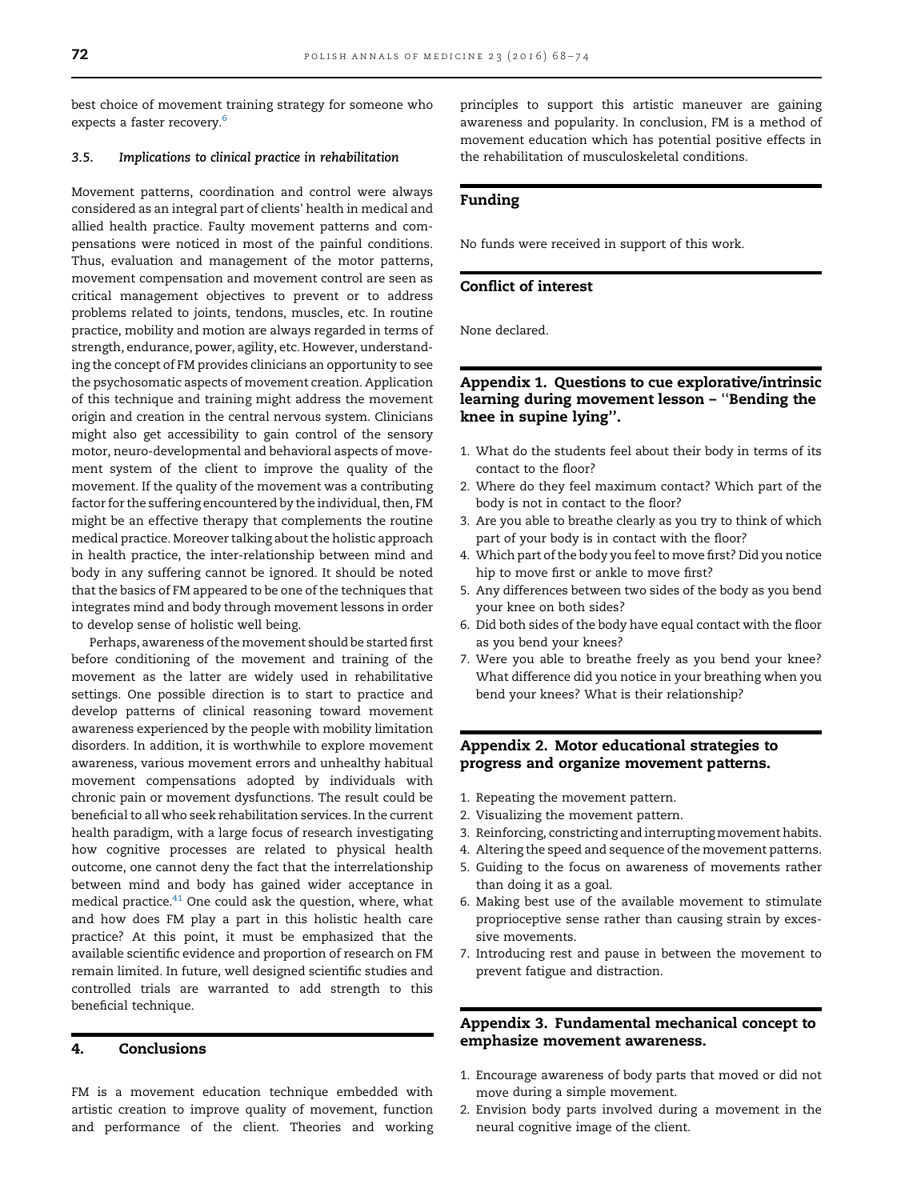best choice of movement training strategy for someone who expects a faster recovery.[6]

### 3.5. Implications to clinical practice in rehabilitation

Movement patterns, coordination and control were always considered as an integral part of clients' health in medical and allied health practice. Faulty movement patterns and compensations were noticed in most of the painful conditions. Thus, evaluation and management of the motor patterns, movement compensation and movement control are seen as critical management objectives to prevent or to address problems related to joints, tendons, muscles, etc. In routine practice, mobility and motion are always regarded in terms of strength, endurance, power, agility, etc. However, understanding the concept of FM provides clinicians an opportunity to see the psychosomatic aspects of movement creation. Application of this technique and training might address the movement origin and creation in the central nervous system. Clinicians might also get accessibility to gain control of the sensory motor, neuro-developmental and behavioral aspects of movement system of the client to improve the quality of the movement. If the quality of the movement was a contributing factor for the suffering encountered by the individual, then, FM might be an effective therapy that complements the routine medical practice. Moreover talking about the holistic approach in health practice, the inter-relationship between mind and body in any suffering cannot be ignored. It should be noted that the basics of FM appeared to be one of the techniques that integrates mind and body through movement lessons in order to develop sense of holistic well being.

Perhaps, awareness of the movement should be started first before conditioning of the movement and training of the movement as the latter are widely used in rehabilitative settings. One possible direction is to start to practice and develop patterns of clinical reasoning toward movement awareness experienced by the people with mobility limitation disorders. In addition, it is worthwhile to explore movement awareness, various movement errors and unhealthy habitual movement compensations adopted by individuals with chronic pain or movement dysfunctions. The result could be beneficial to all who seek rehabilitation services. In the current health paradigm, with a large focus of research investigating how cognitive processes are related to physical health outcome, one cannot deny the fact that the interrelationship between mind and body has gained wider acceptance in medical practice.[41] One could ask the question, where, what and how does FM play a part in this holistic health care practice? At this point, it must be emphasized that the available scientific evidence and proportion of research on FM remain limited. In future, well designed scientific studies and controlled trials are warranted to add strength to this beneficial technique.

## 4. Conclusions

FM is a movement education technique embedded with artistic creation to improve quality of movement, function and performance of the client. Theories and working principles to support this artistic maneuver are gaining awareness and popularity. In conclusion, FM is a method of movement education which has potential positive effects in the rehabilitation of musculoskeletal conditions.

## Funding

No funds were received in support of this work.

## Conflict of interest

None declared.

## Appendix 1. Questions to cue explorative/intrinsic learning during movement lesson – ''Bending the knee in supine lying''.

1. What do the students feel about their body in terms of its contact to the floor?
2. Where do they feel maximum contact? Which part of the body is not in contact to the floor?
3. Are you able to breathe clearly as you try to think of which part of your body is in contact with the floor?
4. Which part of the body you feel to move first? Did you notice hip to move first or ankle to move first?
5. Any differences between two sides of the body as you bend your knee on both sides?
6. Did both sides of the body have equal contact with the floor as you bend your knees?
7. Were you able to breathe freely as you bend your knee? What difference did you notice in your breathing when you bend your knees? What is their relationship?

## Appendix 2. Motor educational strategies to progress and organize movement patterns.

1. Repeating the movement pattern.
2. Visualizing the movement pattern.
3. Reinforcing, constricting and interrupting movement habits.
4. Altering the speed and sequence of the movement patterns.
5. Guiding to the focus on awareness of movements rather than doing it as a goal.
6. Making best use of the available movement to stimulate proprioceptive sense rather than causing strain by excessive movements.
7. Introducing rest and pause in between the movement to prevent fatigue and distraction.

## Appendix 3. Fundamental mechanical concept to emphasize movement awareness.

1. Encourage awareness of body parts that moved or did not move during a simple movement.
2. Envision body parts involved during a movement in the neural cognitive image of the client.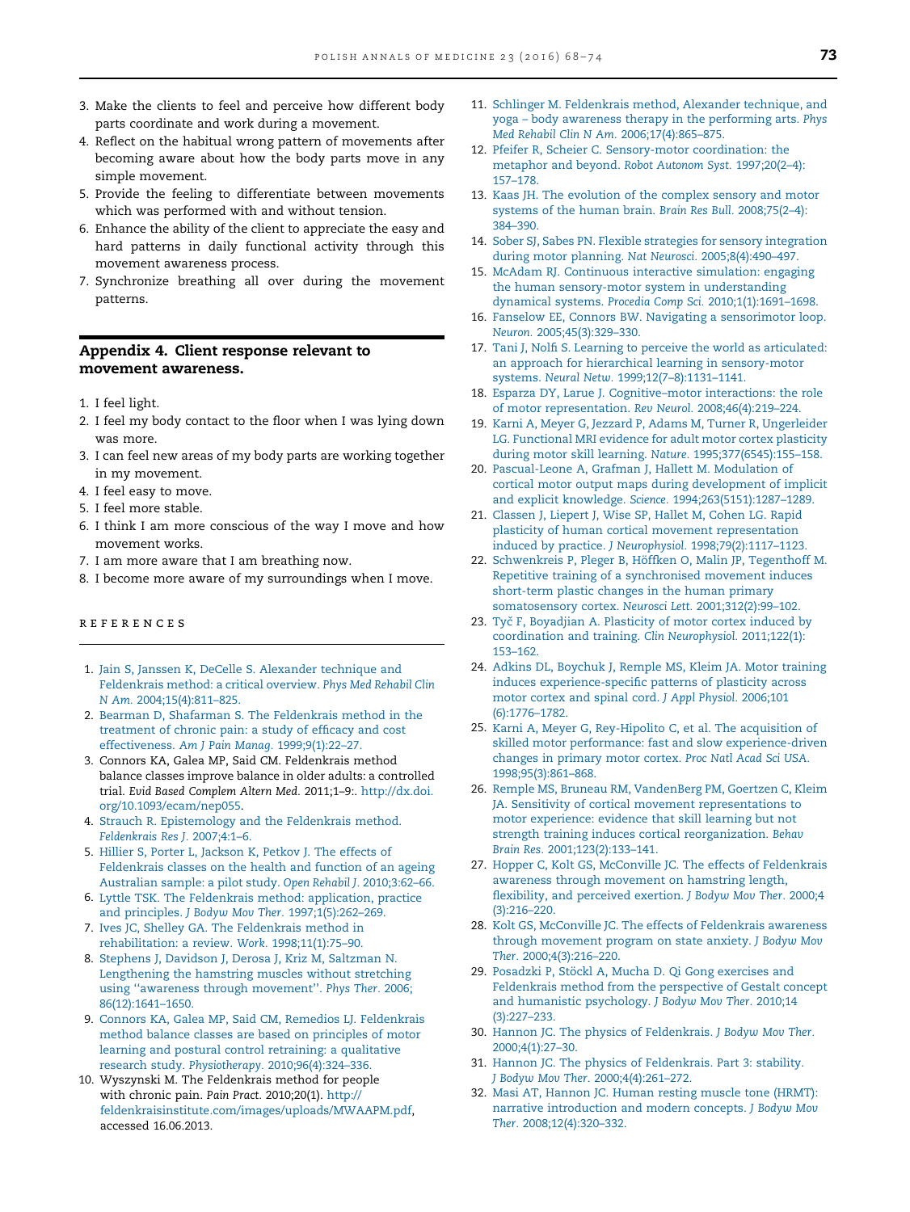3. Make the clients to feel and perceive how different body parts coordinate and work during a movement.
4. Reflect on the habitual wrong pattern of movements after becoming aware about how the body parts move in any simple movement.
5. Provide the feeling to differentiate between movements which was performed with and without tension.
6. Enhance the ability of the client to appreciate the easy and hard patterns in daily functional activity through this movement awareness process.
7. Synchronize breathing all over during the movement patterns.

## Appendix 4. Client response relevant to movement awareness.

1. I feel light.
2. I feel my body contact to the floor when I was lying down was more.
3. I can feel new areas of my body parts are working together in my movement.
4. I feel easy to move.
5. I feel more stable.
6. I think I am more conscious of the way I move and how movement works.
7. I am more aware that I am breathing now.
8. I become more aware of my surroundings when I move.

## REFERENCES

1. Jain S, Janssen K, DeCelle S. Alexander technique and Feldenkrais method: a critical overview. *Phys Med Rehabil Clin N Am*. 2004;15(4):811–825.
2. Bearman D, Shafarman S. The Feldenkrais method in the treatment of chronic pain: a study of efficacy and cost effectiveness. *Am J Pain Manag*. 1999;9(1):22–27.
3. Connors KA, Galea MP, Said CM. Feldenkrais method balance classes improve balance in older adults: a controlled trial. *Evid Based Complem Altern Med*. 2011;1–9:. http://dx.doi.org/10.1093/ecam/nep055.
4. Strauch R. Epistemology and the Feldenkrais method. *Feldenkrais Res J*. 2007;4:1–6.
5. Hillier S, Porter L, Jackson K, Petkov J. The effects of Feldenkrais classes on the health and function of an ageing Australian sample: a pilot study. *Open Rehabil J*. 2010;3:62–66.
6. Lyttle TSK. The Feldenkrais method: application, practice and principles. *J Bodyw Mov Ther*. 1997;1(5):262–269.
7. Ives JC, Shelley GA. The Feldenkrais method in rehabilitation: a review. *Work*. 1998;11(1):75–90.
8. Stephens J, Davidson J, Derosa J, Kriz M, Saltzman N. Lengthening the hamstring muscles without stretching using ''awareness through movement''. *Phys Ther*. 2006; 86(12):1641–1650.
9. Connors KA, Galea MP, Said CM, Remedios LJ. Feldenkrais method balance classes are based on principles of motor learning and postural control retraining: a qualitative research study. *Physiotherapy*. 2010;96(4):324–336.
10. Wyszynski M. The Feldenkrais method for people with chronic pain. *Pain Pract*. 2010;20(1). http://feldenkraisinstitute.com/images/uploads/MWAAPM.pdf, accessed 16.06.2013.
11. Schlinger M. Feldenkrais method, Alexander technique, and yoga – body awareness therapy in the performing arts. *Phys Med Rehabil Clin N Am*. 2006;17(4):865–875.
12. Pfeifer R, Scheier C. Sensory-motor coordination: the metaphor and beyond. *Robot Autonom Syst*. 1997;20(2–4): 157–178.
13. Kaas JH. The evolution of the complex sensory and motor systems of the human brain. *Brain Res Bull*. 2008;75(2–4): 384–390.
14. Sober SJ, Sabes PN. Flexible strategies for sensory integration during motor planning. *Nat Neurosci*. 2005;8(4):490–497.
15. McAdam RJ. Continuous interactive simulation: engaging the human sensory-motor system in understanding dynamical systems. *Procedia Comp Sci*. 2010;1(1):1691–1698.
16. Fanselow EE, Connors BW. Navigating a sensorimotor loop. *Neuron*. 2005;45(3):329–330.
17. Tani J, Nolfi S. Learning to perceive the world as articulated: an approach for hierarchical learning in sensory-motor systems. *Neural Netw*. 1999;12(7–8):1131–1141.
18. Esparza DY, Larue J. Cognitive–motor interactions: the role of motor representation. *Rev Neurol*. 2008;46(4):219–224.
19. Karni A, Meyer G, Jezzard P, Adams M, Turner R, Ungerleider LG. Functional MRI evidence for adult motor cortex plasticity during motor skill learning. *Nature*. 1995;377(6545):155–158.
20. Pascual-Leone A, Grafman J, Hallett M. Modulation of cortical motor output maps during development of implicit and explicit knowledge. *Science*. 1994;263(5151):1287–1289.
21. Classen J, Liepert J, Wise SP, Hallet M, Cohen LG. Rapid plasticity of human cortical movement representation induced by practice. *J Neurophysiol*. 1998;79(2):1117–1123.
22. Schwenkreis P, Pleger B, Höffken O, Malin JP, Tegenthoff M. Repetitive training of a synchronised movement induces short-term plastic changes in the human primary somatosensory cortex. *Neurosci Lett*. 2001;312(2):99–102.
23. Tyč F, Boyadjian A. Plasticity of motor cortex induced by coordination and training. *Clin Neurophysiol*. 2011;122(1): 153–162.
24. Adkins DL, Boychuk J, Remple MS, Kleim JA. Motor training induces experience-specific patterns of plasticity across motor cortex and spinal cord. *J Appl Physiol*. 2006;101 (6):1776–1782.
25. Karni A, Meyer G, Rey-Hipolito C, et al. The acquisition of skilled motor performance: fast and slow experience-driven changes in primary motor cortex. *Proc Natl Acad Sci USA*. 1998;95(3):861–868.
26. Remple MS, Bruneau RM, VandenBerg PM, Goertzen C, Kleim JA. Sensitivity of cortical movement representations to motor experience: evidence that skill learning but not strength training induces cortical reorganization. *Behav Brain Res*. 2001;123(2):133–141.
27. Hopper C, Kolt GS, McConville JC. The effects of Feldenkrais awareness through movement on hamstring length, flexibility, and perceived exertion. *J Bodyw Mov Ther*. 2000;4 (3):216–220.
28. Kolt GS, McConville JC. The effects of Feldenkrais awareness through movement program on state anxiety. *J Bodyw Mov Ther*. 2000;4(3):216–220.
29. Posadzki P, Stöckl A, Mucha D. Qi Gong exercises and Feldenkrais method from the perspective of Gestalt concept and humanistic psychology. *J Bodyw Mov Ther*. 2010;14 (3):227–233.
30. Hannon JC. The physics of Feldenkrais. *J Bodyw Mov Ther*. 2000;4(1):27–30.
31. Hannon JC. The physics of Feldenkrais. Part 3: stability. *J Bodyw Mov Ther*. 2000;4(4):261–272.
32. Masi AT, Hannon JC. Human resting muscle tone (HRMT): narrative introduction and modern concepts. *J Bodyw Mov Ther*. 2008;12(4):320–332.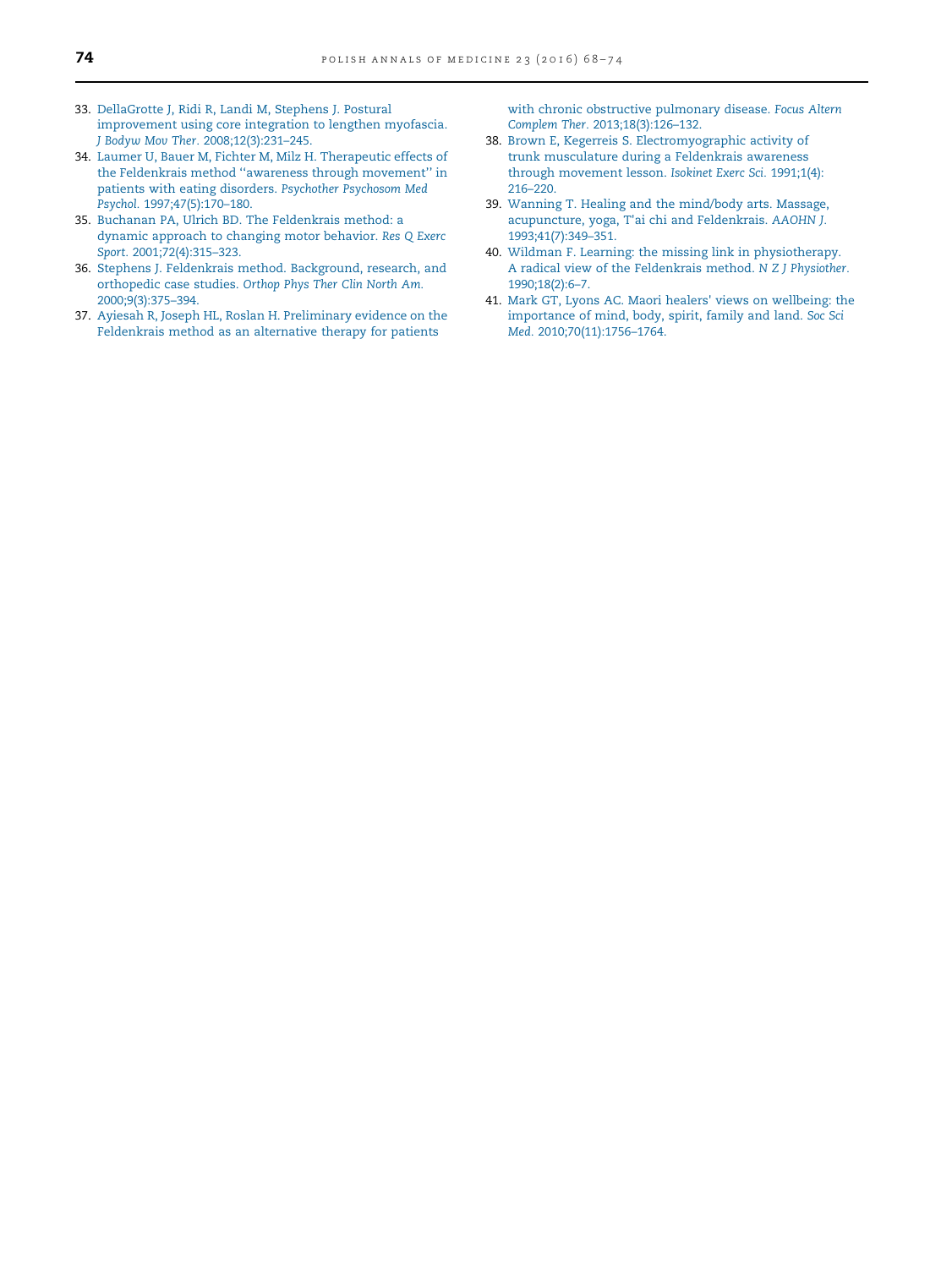33. DellaGrotte J, Ridi R, Landi M, Stephens J. Postural improvement using core integration to lengthen myofascia. *J Bodyw Mov Ther*. 2008;12(3):231–245.
34. Laumer U, Bauer M, Fichter M, Milz H. Therapeutic effects of the Feldenkrais method ''awareness through movement'' in patients with eating disorders. *Psychother Psychosom Med Psychol*. 1997;47(5):170–180.
35. Buchanan PA, Ulrich BD. The Feldenkrais method: a dynamic approach to changing motor behavior. *Res Q Exerc Sport*. 2001;72(4):315–323.
36. Stephens J. Feldenkrais method. Background, research, and orthopedic case studies. *Orthop Phys Ther Clin North Am*. 2000;9(3):375–394.
37. Ayiesah R, Joseph HL, Roslan H. Preliminary evidence on the Feldenkrais method as an alternative therapy for patients with chronic obstructive pulmonary disease. *Focus Altern Complem Ther*. 2013;18(3):126–132.
38. Brown E, Kegerreis S. Electromyographic activity of trunk musculature during a Feldenkrais awareness through movement lesson. *Isokinet Exerc Sci*. 1991;1(4): 216–220.
39. Wanning T. Healing and the mind/body arts. Massage, acupuncture, yoga, T'ai chi and Feldenkrais. *AAOHN J*. 1993;41(7):349–351.
40. Wildman F. Learning: the missing link in physiotherapy. A radical view of the Feldenkrais method. *N Z J Physiother*. 1990;18(2):6–7.
41. Mark GT, Lyons AC. Maori healers' views on wellbeing: the importance of mind, body, spirit, family and land. *Soc Sci Med*. 2010;70(11):1756–1764.